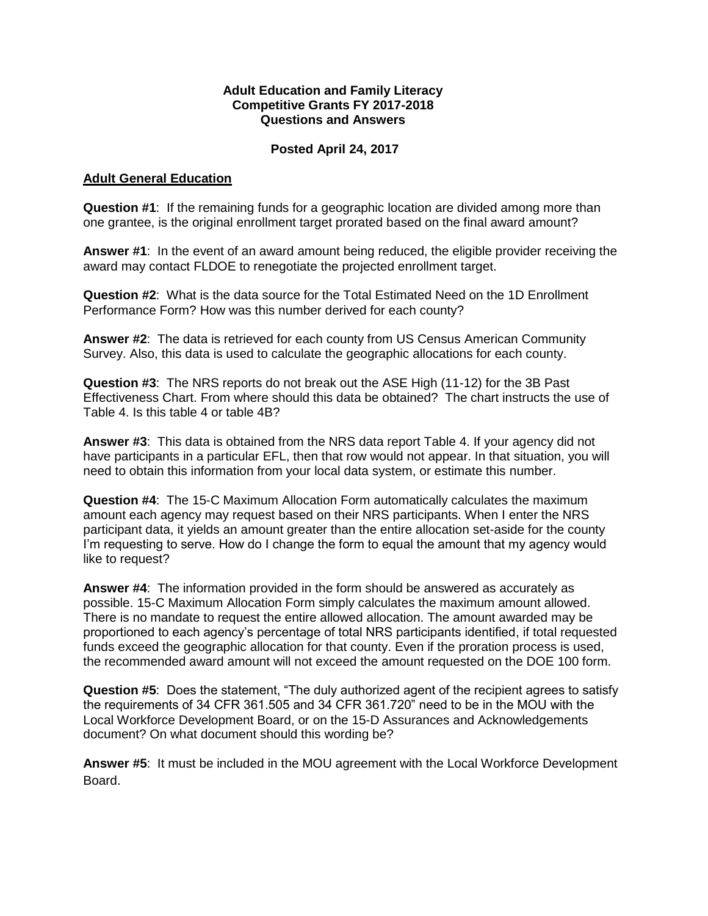**Adult Education and Family Literacy**
**Competitive Grants FY 2017-2018**
**Questions and Answers**

**Posted April 24, 2017**

## Adult General Education

**Question #1**: If the remaining funds for a geographic location are divided among more than one grantee, is the original enrollment target prorated based on the final award amount?

**Answer #1**: In the event of an award amount being reduced, the eligible provider receiving the award may contact FLDOE to renegotiate the projected enrollment target.

**Question #2**: What is the data source for the Total Estimated Need on the 1D Enrollment Performance Form? How was this number derived for each county?

**Answer #2**: The data is retrieved for each county from US Census American Community Survey. Also, this data is used to calculate the geographic allocations for each county.

**Question #3**: The NRS reports do not break out the ASE High (11-12) for the 3B Past Effectiveness Chart. From where should this data be obtained? The chart instructs the use of Table 4. Is this table 4 or table 4B?

**Answer #3**: This data is obtained from the NRS data report Table 4. If your agency did not have participants in a particular EFL, then that row would not appear. In that situation, you will need to obtain this information from your local data system, or estimate this number.

**Question #4**: The 15-C Maximum Allocation Form automatically calculates the maximum amount each agency may request based on their NRS participants. When I enter the NRS participant data, it yields an amount greater than the entire allocation set-aside for the county I'm requesting to serve. How do I change the form to equal the amount that my agency would like to request?

**Answer #4**: The information provided in the form should be answered as accurately as possible. 15-C Maximum Allocation Form simply calculates the maximum amount allowed. There is no mandate to request the entire allowed allocation. The amount awarded may be proportioned to each agency's percentage of total NRS participants identified, if total requested funds exceed the geographic allocation for that county. Even if the proration process is used, the recommended award amount will not exceed the amount requested on the DOE 100 form.

**Question #5**: Does the statement, "The duly authorized agent of the recipient agrees to satisfy the requirements of 34 CFR 361.505 and 34 CFR 361.720" need to be in the MOU with the Local Workforce Development Board, or on the 15-D Assurances and Acknowledgements document? On what document should this wording be?

**Answer #5**: It must be included in the MOU agreement with the Local Workforce Development Board.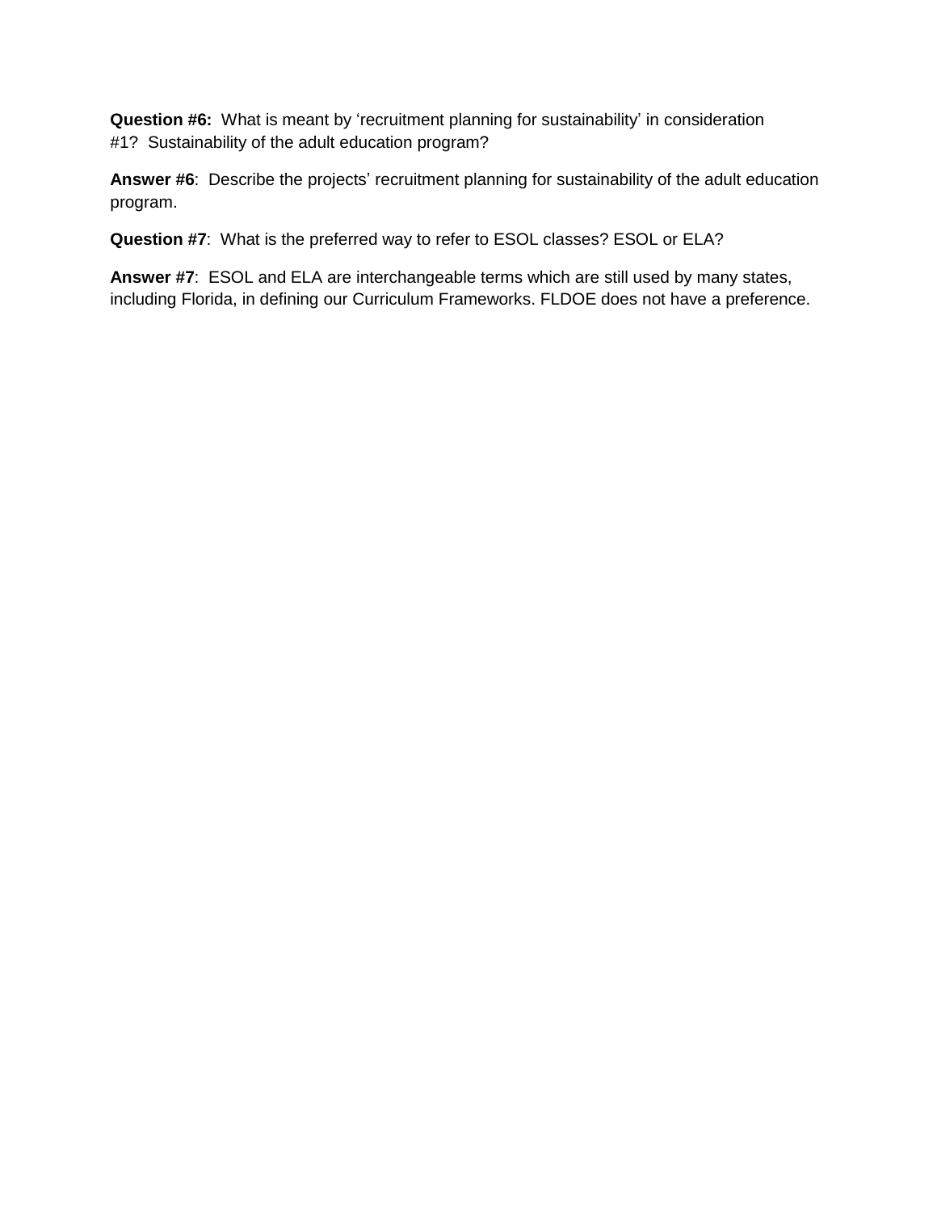**Question #6:** What is meant by 'recruitment planning for sustainability' in consideration #1? Sustainability of the adult education program?

**Answer #6**: Describe the projects' recruitment planning for sustainability of the adult education program.

**Question #7**: What is the preferred way to refer to ESOL classes? ESOL or ELA?

**Answer #7**: ESOL and ELA are interchangeable terms which are still used by many states, including Florida, in defining our Curriculum Frameworks. FLDOE does not have a preference.